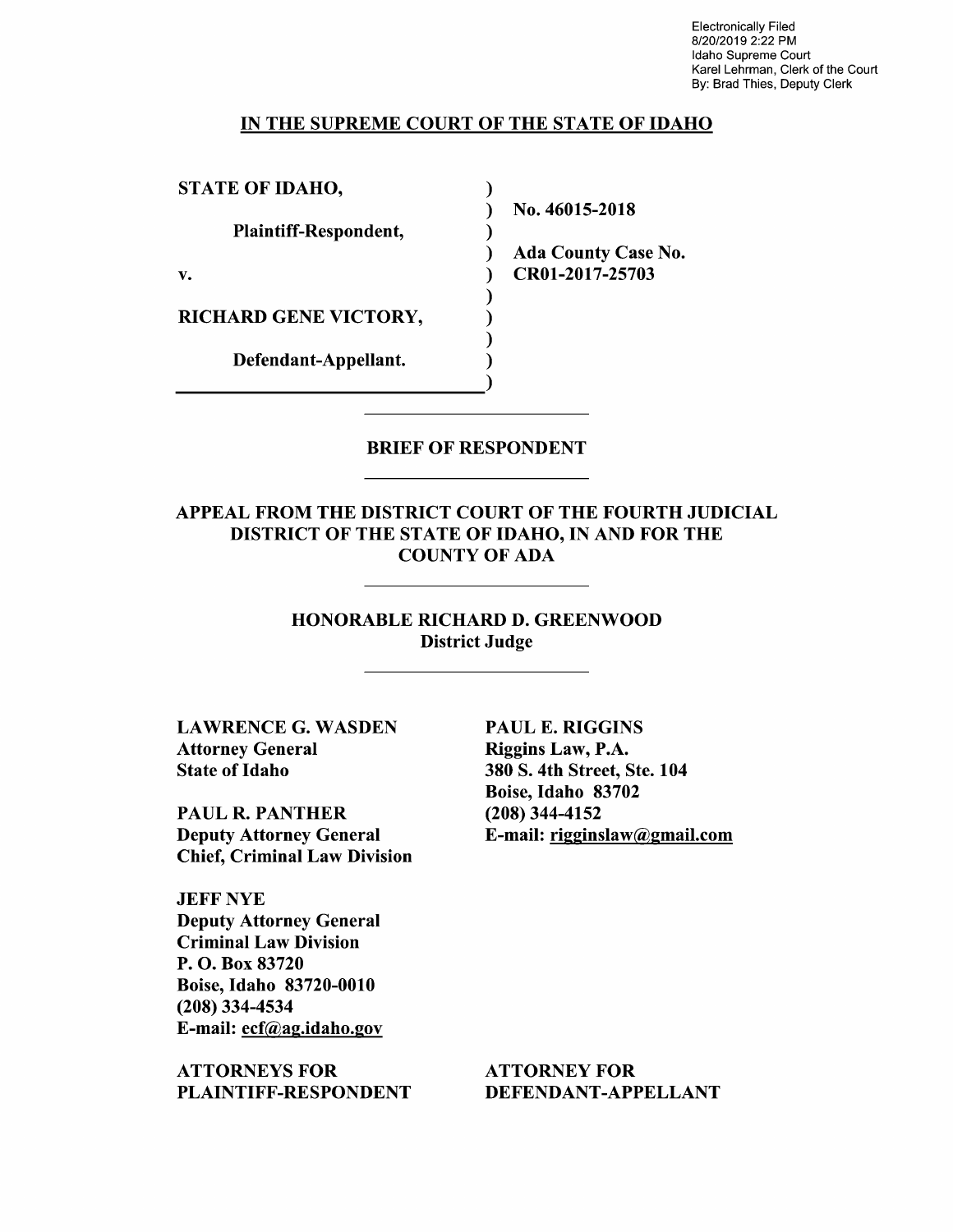Electronically Filed
8/20/2019 2:22 PM
Idaho Supreme Court
Karel Lehrman, Clerk of the Court
By: Brad Thies, Deputy Clerk

## IN THE SUPREME COURT OF THE STATE OF IDAHO

| | | |
|---|---|---|
| **STATE OF IDAHO,** | ) | |
| | ) | **No. 46015-2018** |
| **Plaintiff-Respondent,** | ) | |
| | ) | **Ada County Case No.** |
| **v.** | ) | **CR01-2017-25703** |
| | ) | |
| **RICHARD GENE VICTORY,** | ) | |
| | ) | |
| **Defendant-Appellant.** | ) | |
| | ) | |

---

## BRIEF OF RESPONDENT

---

### APPEAL FROM THE DISTRICT COURT OF THE FOURTH JUDICIAL DISTRICT OF THE STATE OF IDAHO, IN AND FOR THE COUNTY OF ADA

---

**HONORABLE RICHARD D. GREENWOOD**
**District Judge**

---

**LAWRENCE G. WASDEN**
**Attorney General**
**State of Idaho**

**PAUL R. PANTHER**
**Deputy Attorney General**
**Chief, Criminal Law Division**

**JEFF NYE**
**Deputy Attorney General**
**Criminal Law Division**
**P. O. Box 83720**
**Boise, Idaho 83720-0010**
**(208) 334-4534**
**E-mail: ecf@ag.idaho.gov**

**ATTORNEYS FOR PLAINTIFF-RESPONDENT**

**PAUL E. RIGGINS**
**Riggins Law, P.A.**
**380 S. 4th Street, Ste. 104**
**Boise, Idaho 83702**
**(208) 344-4152**
**E-mail: rigginslaw@gmail.com**

**ATTORNEY FOR DEFENDANT-APPELLANT**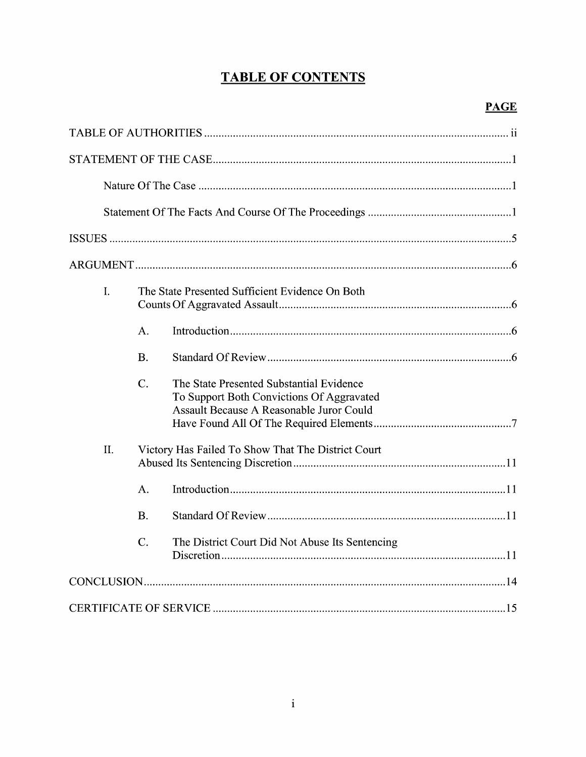# TABLE OF CONTENTS

| | PAGE |
|---|---|
| TABLE OF AUTHORITIES | ii |
| STATEMENT OF THE CASE | 1 |
| Nature Of The Case | 1 |
| Statement Of The Facts And Course Of The Proceedings | 1 |
| ISSUES | 5 |
| ARGUMENT | 6 |
| I. The State Presented Sufficient Evidence On Both Counts Of Aggravated Assault | 6 |
| A. Introduction | 6 |
| B. Standard Of Review | 6 |
| C. The State Presented Substantial Evidence To Support Both Convictions Of Aggravated Assault Because A Reasonable Juror Could Have Found All Of The Required Elements | 7 |
| II. Victory Has Failed To Show That The District Court Abused Its Sentencing Discretion | 11 |
| A. Introduction | 11 |
| B. Standard Of Review | 11 |
| C. The District Court Did Not Abuse Its Sentencing Discretion | 11 |
| CONCLUSION | 14 |
| CERTIFICATE OF SERVICE | 15 |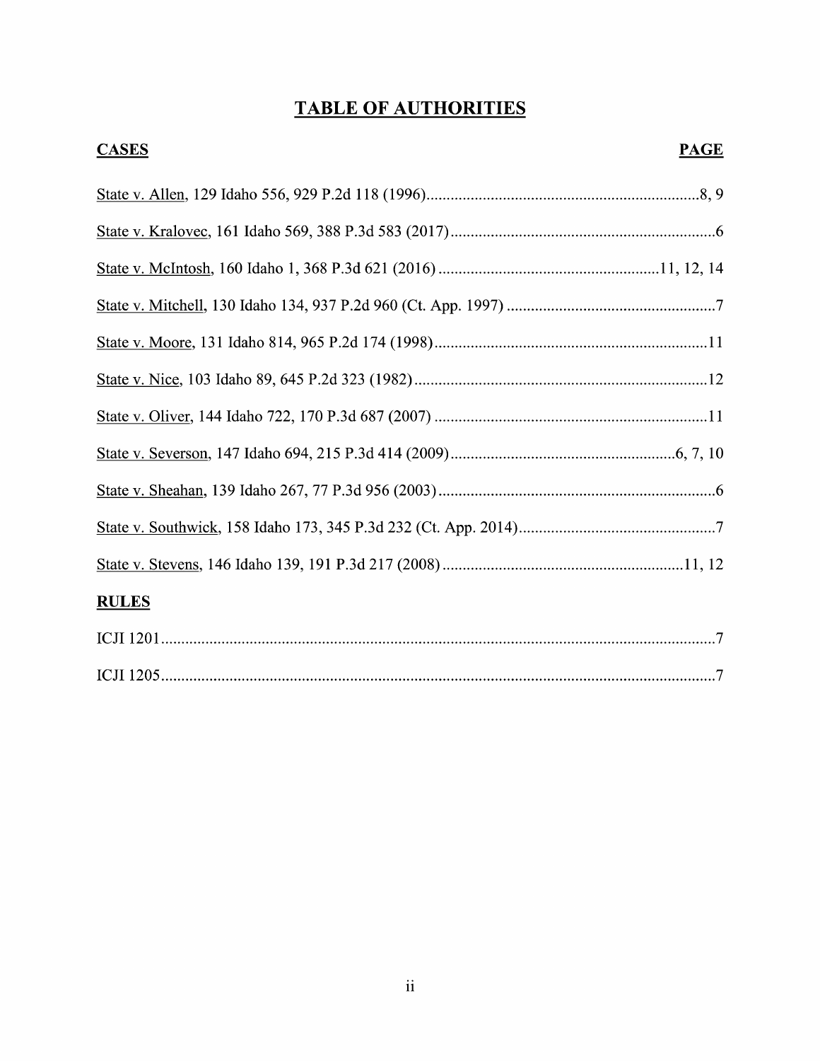# TABLE OF AUTHORITIES

| CASES | PAGE |
| --- | --- |
| State v. Allen, 129 Idaho 556, 929 P.2d 118 (1996) | 8, 9 |
| State v. Kralovec, 161 Idaho 569, 388 P.3d 583 (2017) | 6 |
| State v. McIntosh, 160 Idaho 1, 368 P.3d 621 (2016) | 11, 12, 14 |
| State v. Mitchell, 130 Idaho 134, 937 P.2d 960 (Ct. App. 1997) | 7 |
| State v. Moore, 131 Idaho 814, 965 P.2d 174 (1998) | 11 |
| State v. Nice, 103 Idaho 89, 645 P.2d 323 (1982) | 12 |
| State v. Oliver, 144 Idaho 722, 170 P.3d 687 (2007) | 11 |
| State v. Severson, 147 Idaho 694, 215 P.3d 414 (2009) | 6, 7, 10 |
| State v. Sheahan, 139 Idaho 267, 77 P.3d 956 (2003) | 6 |
| State v. Southwick, 158 Idaho 173, 345 P.3d 232 (Ct. App. 2014) | 7 |
| State v. Stevens, 146 Idaho 139, 191 P.3d 217 (2008) | 11, 12 |

| RULES | |
| --- | --- |
| ICJI 1201 | 7 |
| ICJI 1205 | 7 |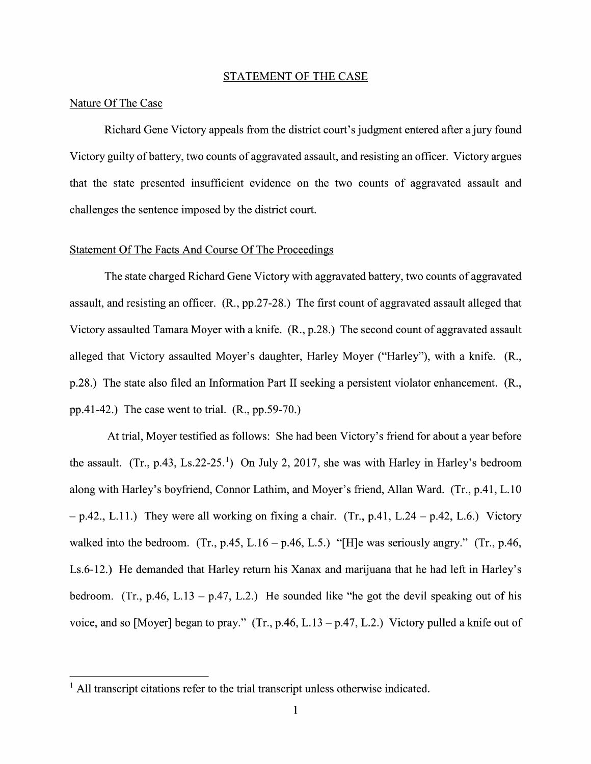## STATEMENT OF THE CASE

### Nature Of The Case

Richard Gene Victory appeals from the district court's judgment entered after a jury found Victory guilty of battery, two counts of aggravated assault, and resisting an officer. Victory argues that the state presented insufficient evidence on the two counts of aggravated assault and challenges the sentence imposed by the district court.

### Statement Of The Facts And Course Of The Proceedings

The state charged Richard Gene Victory with aggravated battery, two counts of aggravated assault, and resisting an officer. (R., pp.27-28.) The first count of aggravated assault alleged that Victory assaulted Tamara Moyer with a knife. (R., p.28.) The second count of aggravated assault alleged that Victory assaulted Moyer's daughter, Harley Moyer ("Harley"), with a knife. (R., p.28.) The state also filed an Information Part II seeking a persistent violator enhancement. (R., pp.41-42.) The case went to trial. (R., pp.59-70.)

At trial, Moyer testified as follows: She had been Victory's friend for about a year before the assault. (Tr., p.43, Ls.22-25.[1]) On July 2, 2017, she was with Harley in Harley's bedroom along with Harley's boyfriend, Connor Lathim, and Moyer's friend, Allan Ward. (Tr., p.41, L.10 – p.42., L.11.) They were all working on fixing a chair. (Tr., p.41, L.24 – p.42, L.6.) Victory walked into the bedroom. (Tr., p.45, L.16 – p.46, L.5.) "[H]e was seriously angry." (Tr., p.46, Ls.6-12.) He demanded that Harley return his Xanax and marijuana that he had left in Harley's bedroom. (Tr., p.46, L.13 – p.47, L.2.) He sounded like "he got the devil speaking out of his voice, and so [Moyer] began to pray." (Tr., p.46, L.13 – p.47, L.2.) Victory pulled a knife out of

---

[1] All transcript citations refer to the trial transcript unless otherwise indicated.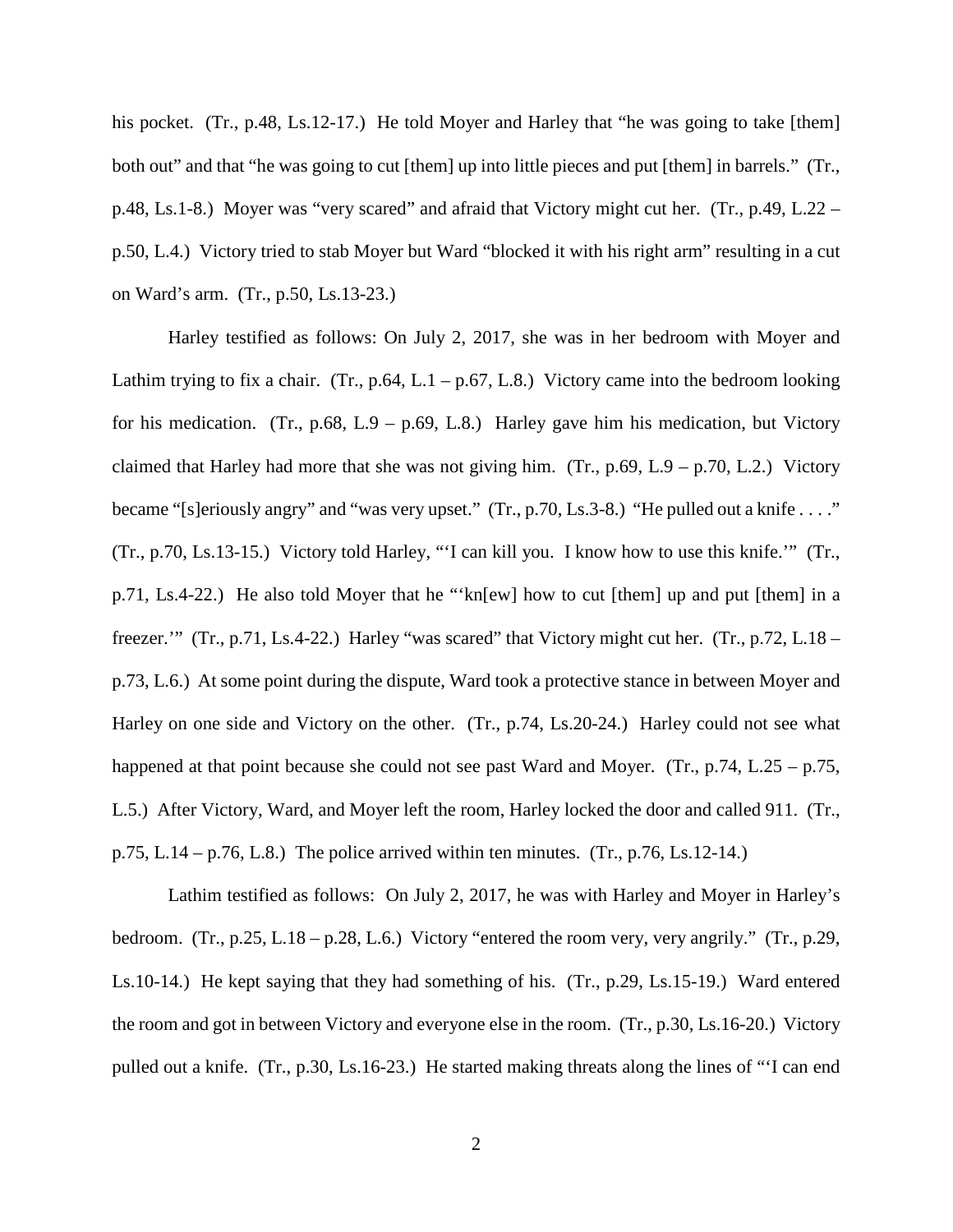his pocket. (Tr., p.48, Ls.12-17.) He told Moyer and Harley that "he was going to take [them] both out" and that "he was going to cut [them] up into little pieces and put [them] in barrels." (Tr., p.48, Ls.1-8.) Moyer was "very scared" and afraid that Victory might cut her. (Tr., p.49, L.22 – p.50, L.4.) Victory tried to stab Moyer but Ward "blocked it with his right arm" resulting in a cut on Ward's arm. (Tr., p.50, Ls.13-23.)

Harley testified as follows: On July 2, 2017, she was in her bedroom with Moyer and Lathim trying to fix a chair. (Tr., p.64, L.1 – p.67, L.8.) Victory came into the bedroom looking for his medication. (Tr., p.68, L.9 – p.69, L.8.) Harley gave him his medication, but Victory claimed that Harley had more that she was not giving him. (Tr., p.69, L.9 – p.70, L.2.) Victory became "[s]eriously angry" and "was very upset." (Tr., p.70, Ls.3-8.) "He pulled out a knife . . . ." (Tr., p.70, Ls.13-15.) Victory told Harley, "'I can kill you. I know how to use this knife.'" (Tr., p.71, Ls.4-22.) He also told Moyer that he "'kn[ew] how to cut [them] up and put [them] in a freezer.'" (Tr., p.71, Ls.4-22.) Harley "was scared" that Victory might cut her. (Tr., p.72, L.18 – p.73, L.6.) At some point during the dispute, Ward took a protective stance in between Moyer and Harley on one side and Victory on the other. (Tr., p.74, Ls.20-24.) Harley could not see what happened at that point because she could not see past Ward and Moyer. (Tr., p.74, L.25 – p.75, L.5.) After Victory, Ward, and Moyer left the room, Harley locked the door and called 911. (Tr., p.75, L.14 – p.76, L.8.) The police arrived within ten minutes. (Tr., p.76, Ls.12-14.)

Lathim testified as follows: On July 2, 2017, he was with Harley and Moyer in Harley's bedroom. (Tr., p.25, L.18 – p.28, L.6.) Victory "entered the room very, very angrily." (Tr., p.29, Ls.10-14.) He kept saying that they had something of his. (Tr., p.29, Ls.15-19.) Ward entered the room and got in between Victory and everyone else in the room. (Tr., p.30, Ls.16-20.) Victory pulled out a knife. (Tr., p.30, Ls.16-23.) He started making threats along the lines of "'I can end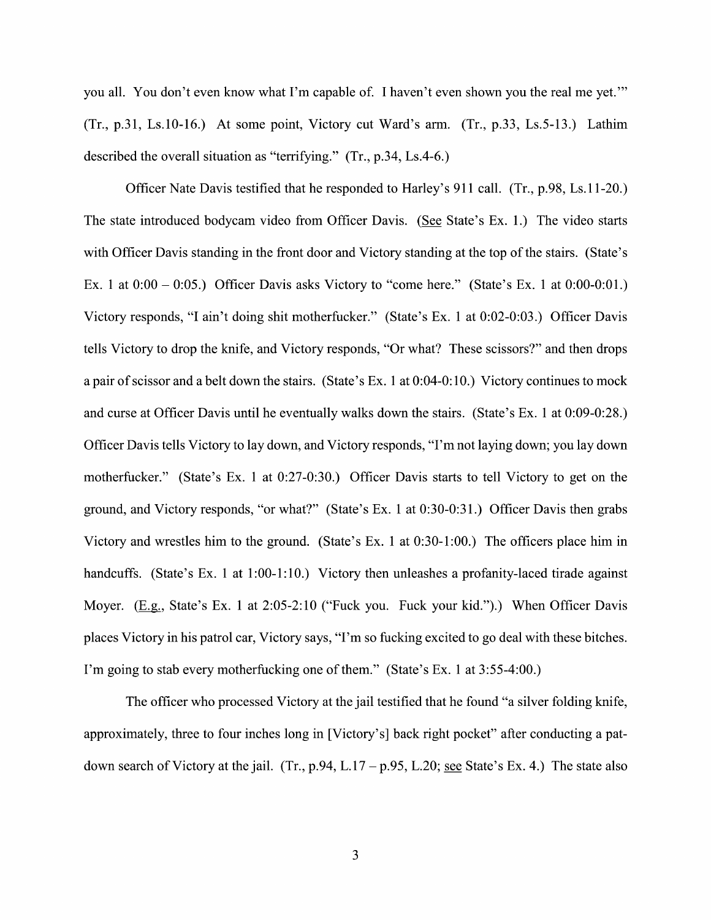you all. You don't even know what I'm capable of. I haven't even shown you the real me yet.'" (Tr., p.31, Ls.10-16.) At some point, Victory cut Ward's arm. (Tr., p.33, Ls.5-13.) Lathim described the overall situation as "terrifying." (Tr., p.34, Ls.4-6.)

Officer Nate Davis testified that he responded to Harley's 911 call. (Tr., p.98, Ls.11-20.) The state introduced bodycam video from Officer Davis. (See State's Ex. 1.) The video starts with Officer Davis standing in the front door and Victory standing at the top of the stairs. (State's Ex. 1 at 0:00 – 0:05.) Officer Davis asks Victory to "come here." (State's Ex. 1 at 0:00-0:01.) Victory responds, "I ain't doing shit motherfucker." (State's Ex. 1 at 0:02-0:03.) Officer Davis tells Victory to drop the knife, and Victory responds, "Or what? These scissors?" and then drops a pair of scissor and a belt down the stairs. (State's Ex. 1 at 0:04-0:10.) Victory continues to mock and curse at Officer Davis until he eventually walks down the stairs. (State's Ex. 1 at 0:09-0:28.) Officer Davis tells Victory to lay down, and Victory responds, "I'm not laying down; you lay down motherfucker." (State's Ex. 1 at 0:27-0:30.) Officer Davis starts to tell Victory to get on the ground, and Victory responds, "or what?" (State's Ex. 1 at 0:30-0:31.) Officer Davis then grabs Victory and wrestles him to the ground. (State's Ex. 1 at 0:30-1:00.) The officers place him in handcuffs. (State's Ex. 1 at 1:00-1:10.) Victory then unleashes a profanity-laced tirade against Moyer. (E.g., State's Ex. 1 at 2:05-2:10 ("Fuck you. Fuck your kid.").) When Officer Davis places Victory in his patrol car, Victory says, "I'm so fucking excited to go deal with these bitches. I'm going to stab every motherfucking one of them." (State's Ex. 1 at 3:55-4:00.)

The officer who processed Victory at the jail testified that he found "a silver folding knife, approximately, three to four inches long in [Victory's] back right pocket" after conducting a pat-down search of Victory at the jail. (Tr., p.94, L.17 – p.95, L.20; see State's Ex. 4.) The state also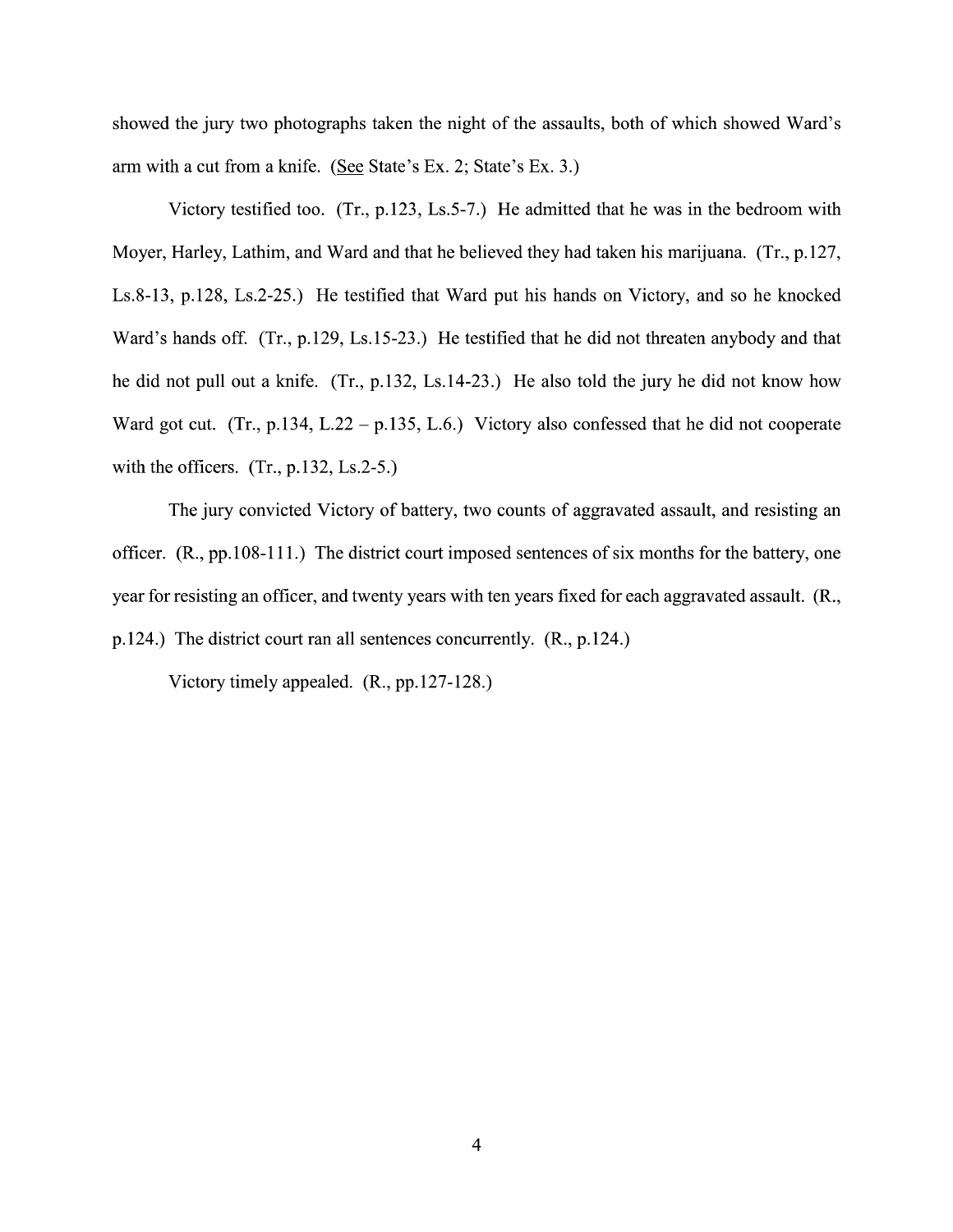showed the jury two photographs taken the night of the assaults, both of which showed Ward's arm with a cut from a knife. (See State's Ex. 2; State's Ex. 3.)

Victory testified too. (Tr., p.123, Ls.5-7.) He admitted that he was in the bedroom with Moyer, Harley, Lathim, and Ward and that he believed they had taken his marijuana. (Tr., p.127, Ls.8-13, p.128, Ls.2-25.) He testified that Ward put his hands on Victory, and so he knocked Ward's hands off. (Tr., p.129, Ls.15-23.) He testified that he did not threaten anybody and that he did not pull out a knife. (Tr., p.132, Ls.14-23.) He also told the jury he did not know how Ward got cut. (Tr., p.134, L.22 – p.135, L.6.) Victory also confessed that he did not cooperate with the officers. (Tr., p.132, Ls.2-5.)

The jury convicted Victory of battery, two counts of aggravated assault, and resisting an officer. (R., pp.108-111.) The district court imposed sentences of six months for the battery, one year for resisting an officer, and twenty years with ten years fixed for each aggravated assault. (R., p.124.) The district court ran all sentences concurrently. (R., p.124.)

Victory timely appealed. (R., pp.127-128.)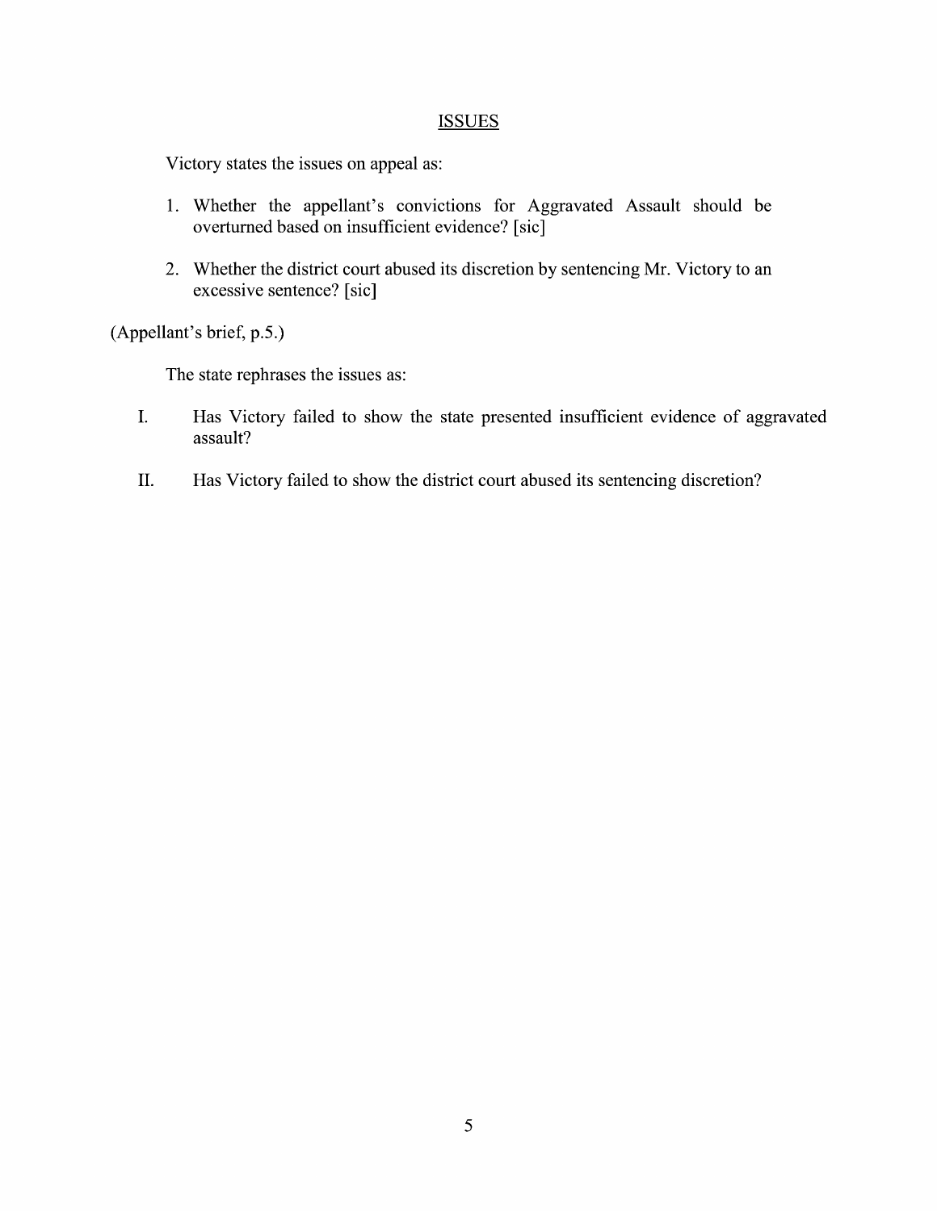## ISSUES

Victory states the issues on appeal as:

1. Whether the appellant's convictions for Aggravated Assault should be overturned based on insufficient evidence? [sic]

2. Whether the district court abused its discretion by sentencing Mr. Victory to an excessive sentence? [sic]

(Appellant's brief, p.5.)

The state rephrases the issues as:

I. Has Victory failed to show the state presented insufficient evidence of aggravated assault?

II. Has Victory failed to show the district court abused its sentencing discretion?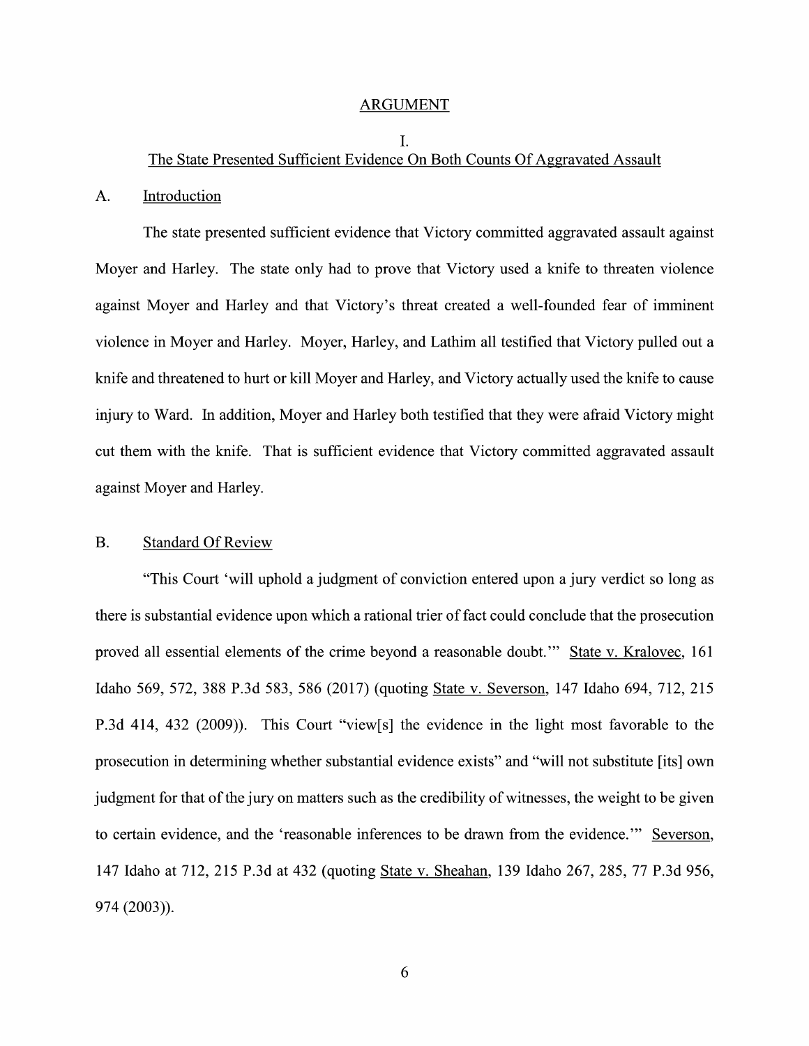## ARGUMENT

### I.
### The State Presented Sufficient Evidence On Both Counts Of Aggravated Assault

#### A. Introduction

The state presented sufficient evidence that Victory committed aggravated assault against Moyer and Harley. The state only had to prove that Victory used a knife to threaten violence against Moyer and Harley and that Victory's threat created a well-founded fear of imminent violence in Moyer and Harley. Moyer, Harley, and Lathim all testified that Victory pulled out a knife and threatened to hurt or kill Moyer and Harley, and Victory actually used the knife to cause injury to Ward. In addition, Moyer and Harley both testified that they were afraid Victory might cut them with the knife. That is sufficient evidence that Victory committed aggravated assault against Moyer and Harley.

#### B. Standard Of Review

"This Court 'will uphold a judgment of conviction entered upon a jury verdict so long as there is substantial evidence upon which a rational trier of fact could conclude that the prosecution proved all essential elements of the crime beyond a reasonable doubt.'" State v. Kralovec, 161 Idaho 569, 572, 388 P.3d 583, 586 (2017) (quoting State v. Severson, 147 Idaho 694, 712, 215 P.3d 414, 432 (2009)). This Court "view[s] the evidence in the light most favorable to the prosecution in determining whether substantial evidence exists" and "will not substitute [its] own judgment for that of the jury on matters such as the credibility of witnesses, the weight to be given to certain evidence, and the 'reasonable inferences to be drawn from the evidence.'" Severson, 147 Idaho at 712, 215 P.3d at 432 (quoting State v. Sheahan, 139 Idaho 267, 285, 77 P.3d 956, 974 (2003)).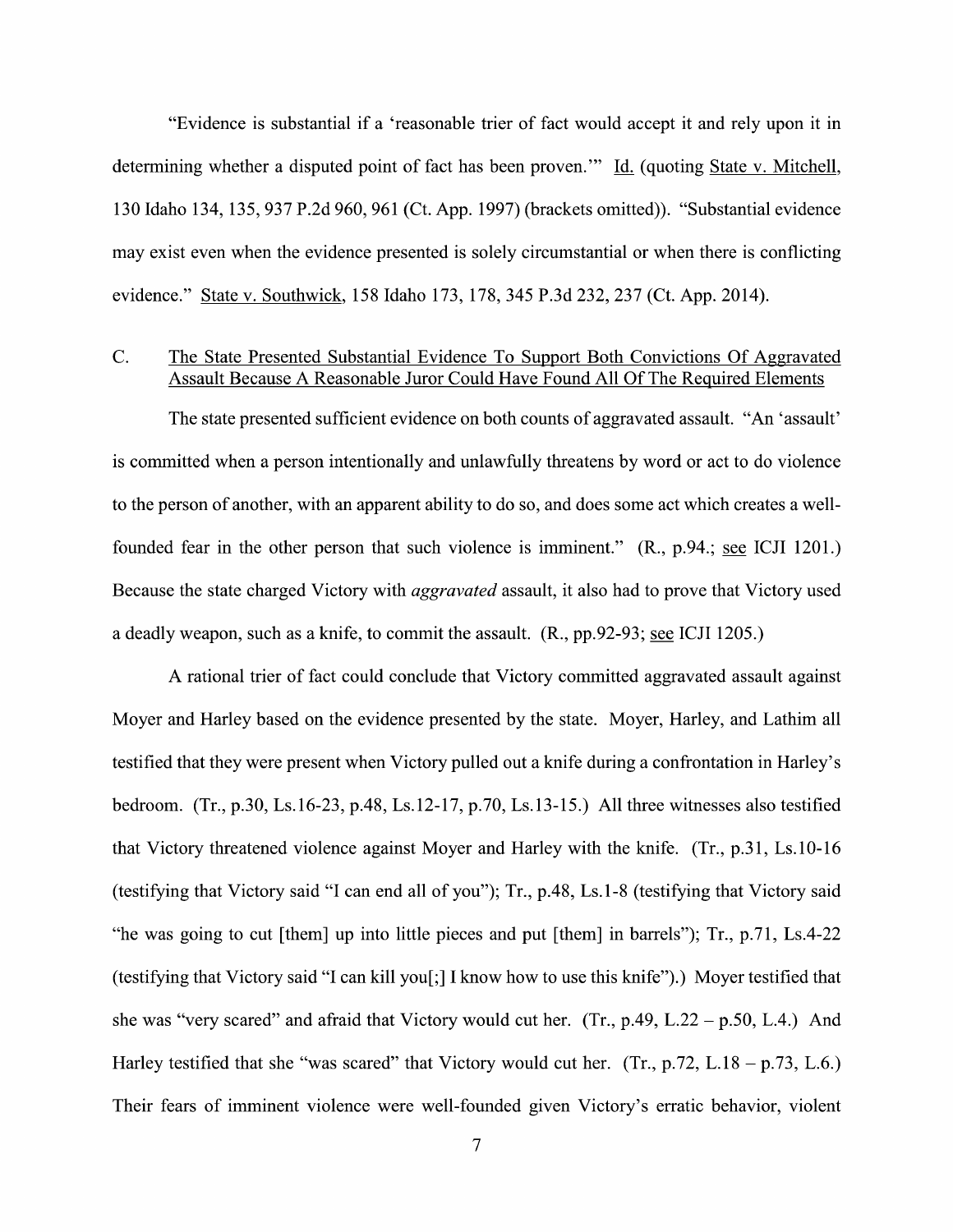"Evidence is substantial if a 'reasonable trier of fact would accept it and rely upon it in determining whether a disputed point of fact has been proven.'" Id. (quoting State v. Mitchell, 130 Idaho 134, 135, 937 P.2d 960, 961 (Ct. App. 1997) (brackets omitted)). "Substantial evidence may exist even when the evidence presented is solely circumstantial or when there is conflicting evidence." State v. Southwick, 158 Idaho 173, 178, 345 P.3d 232, 237 (Ct. App. 2014).

## C. The State Presented Substantial Evidence To Support Both Convictions Of Aggravated Assault Because A Reasonable Juror Could Have Found All Of The Required Elements

The state presented sufficient evidence on both counts of aggravated assault. "An 'assault' is committed when a person intentionally and unlawfully threatens by word or act to do violence to the person of another, with an apparent ability to do so, and does some act which creates a well-founded fear in the other person that such violence is imminent." (R., p.94.; see ICJI 1201.) Because the state charged Victory with *aggravated* assault, it also had to prove that Victory used a deadly weapon, such as a knife, to commit the assault. (R., pp.92-93; see ICJI 1205.)

A rational trier of fact could conclude that Victory committed aggravated assault against Moyer and Harley based on the evidence presented by the state. Moyer, Harley, and Lathim all testified that they were present when Victory pulled out a knife during a confrontation in Harley's bedroom. (Tr., p.30, Ls.16-23, p.48, Ls.12-17, p.70, Ls.13-15.) All three witnesses also testified that Victory threatened violence against Moyer and Harley with the knife. (Tr., p.31, Ls.10-16 (testifying that Victory said "I can end all of you"); Tr., p.48, Ls.1-8 (testifying that Victory said "he was going to cut [them] up into little pieces and put [them] in barrels"); Tr., p.71, Ls.4-22 (testifying that Victory said "I can kill you[;] I know how to use this knife").) Moyer testified that she was "very scared" and afraid that Victory would cut her. (Tr., p.49, L.22 – p.50, L.4.) And Harley testified that she "was scared" that Victory would cut her. (Tr., p.72, L.18 – p.73, L.6.) Their fears of imminent violence were well-founded given Victory's erratic behavior, violent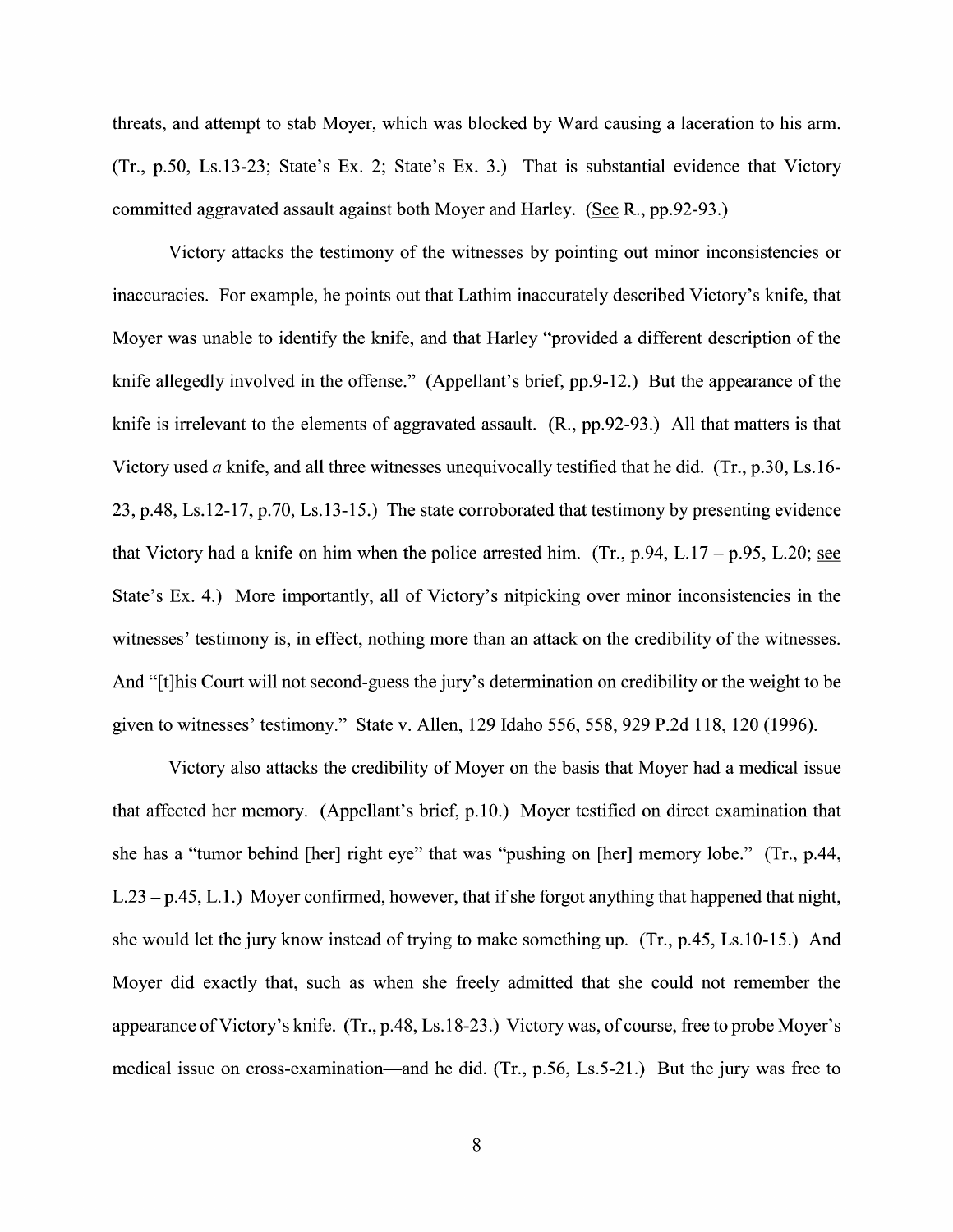threats, and attempt to stab Moyer, which was blocked by Ward causing a laceration to his arm. (Tr., p.50, Ls.13-23; State's Ex. 2; State's Ex. 3.) That is substantial evidence that Victory committed aggravated assault against both Moyer and Harley. (See R., pp.92-93.)

Victory attacks the testimony of the witnesses by pointing out minor inconsistencies or inaccuracies. For example, he points out that Lathim inaccurately described Victory's knife, that Moyer was unable to identify the knife, and that Harley "provided a different description of the knife allegedly involved in the offense." (Appellant's brief, pp.9-12.) But the appearance of the knife is irrelevant to the elements of aggravated assault. (R., pp.92-93.) All that matters is that Victory used *a* knife, and all three witnesses unequivocally testified that he did. (Tr., p.30, Ls.16-23, p.48, Ls.12-17, p.70, Ls.13-15.) The state corroborated that testimony by presenting evidence that Victory had a knife on him when the police arrested him. (Tr., p.94, L.17 – p.95, L.20; see State's Ex. 4.) More importantly, all of Victory's nitpicking over minor inconsistencies in the witnesses' testimony is, in effect, nothing more than an attack on the credibility of the witnesses. And "[t]his Court will not second-guess the jury's determination on credibility or the weight to be given to witnesses' testimony." State v. Allen, 129 Idaho 556, 558, 929 P.2d 118, 120 (1996).

Victory also attacks the credibility of Moyer on the basis that Moyer had a medical issue that affected her memory. (Appellant's brief, p.10.) Moyer testified on direct examination that she has a "tumor behind [her] right eye" that was "pushing on [her] memory lobe." (Tr., p.44, L.23 – p.45, L.1.) Moyer confirmed, however, that if she forgot anything that happened that night, she would let the jury know instead of trying to make something up. (Tr., p.45, Ls.10-15.) And Moyer did exactly that, such as when she freely admitted that she could not remember the appearance of Victory's knife. (Tr., p.48, Ls.18-23.) Victory was, of course, free to probe Moyer's medical issue on cross-examination—and he did. (Tr., p.56, Ls.5-21.) But the jury was free to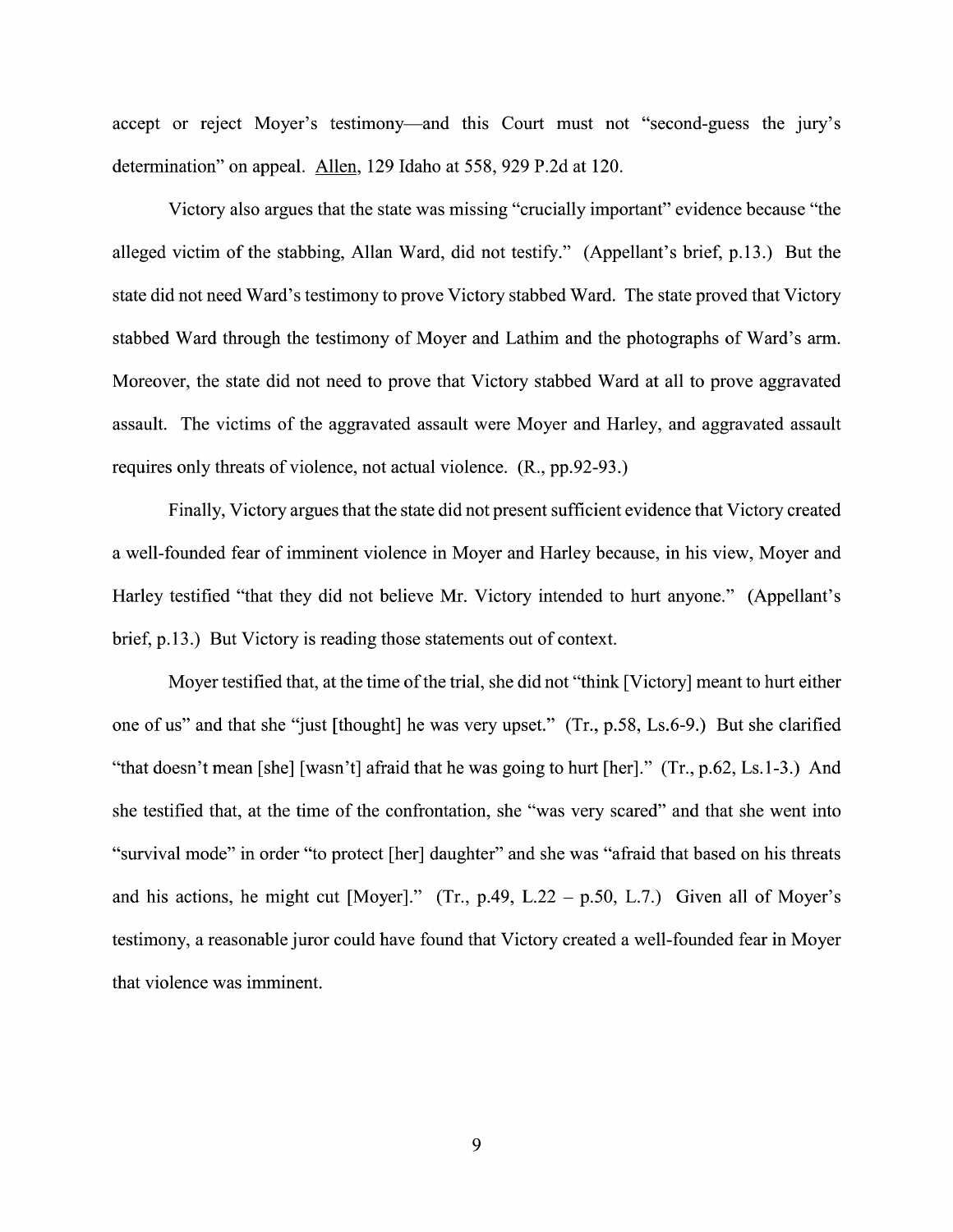accept or reject Moyer's testimony—and this Court must not "second-guess the jury's determination" on appeal. Allen, 129 Idaho at 558, 929 P.2d at 120.

Victory also argues that the state was missing "crucially important" evidence because "the alleged victim of the stabbing, Allan Ward, did not testify." (Appellant's brief, p.13.) But the state did not need Ward's testimony to prove Victory stabbed Ward. The state proved that Victory stabbed Ward through the testimony of Moyer and Lathim and the photographs of Ward's arm. Moreover, the state did not need to prove that Victory stabbed Ward at all to prove aggravated assault. The victims of the aggravated assault were Moyer and Harley, and aggravated assault requires only threats of violence, not actual violence. (R., pp.92-93.)

Finally, Victory argues that the state did not present sufficient evidence that Victory created a well-founded fear of imminent violence in Moyer and Harley because, in his view, Moyer and Harley testified "that they did not believe Mr. Victory intended to hurt anyone." (Appellant's brief, p.13.) But Victory is reading those statements out of context.

Moyer testified that, at the time of the trial, she did not "think [Victory] meant to hurt either one of us" and that she "just [thought] he was very upset." (Tr., p.58, Ls.6-9.) But she clarified "that doesn't mean [she] [wasn't] afraid that he was going to hurt [her]." (Tr., p.62, Ls.1-3.) And she testified that, at the time of the confrontation, she "was very scared" and that she went into "survival mode" in order "to protect [her] daughter" and she was "afraid that based on his threats and his actions, he might cut [Moyer]." (Tr., p.49, L.22 – p.50, L.7.) Given all of Moyer's testimony, a reasonable juror could have found that Victory created a well-founded fear in Moyer that violence was imminent.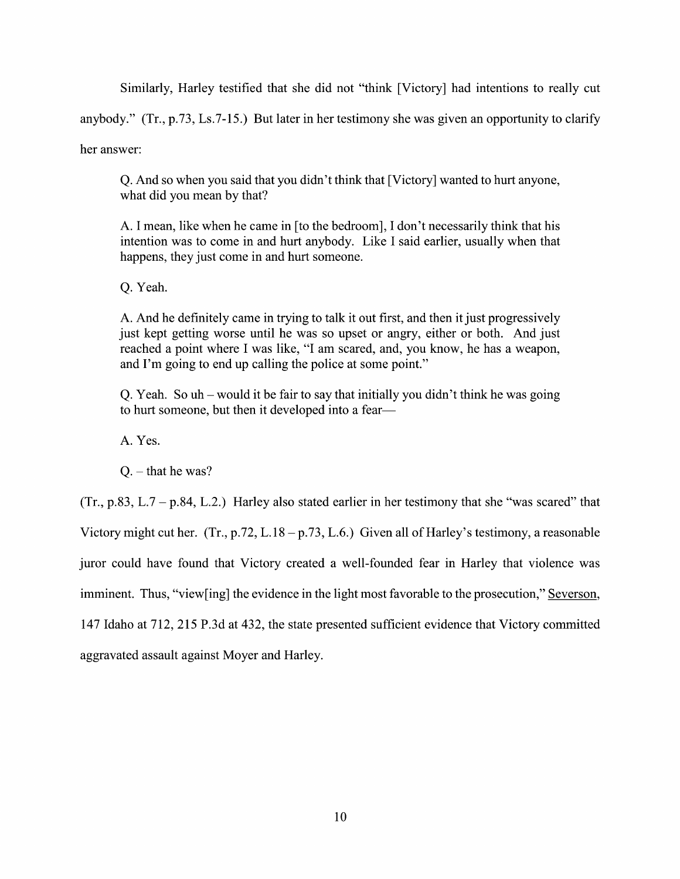Similarly, Harley testified that she did not "think [Victory] had intentions to really cut anybody." (Tr., p.73, Ls.7-15.) But later in her testimony she was given an opportunity to clarify her answer:

> Q. And so when you said that you didn't think that [Victory] wanted to hurt anyone, what did you mean by that?
>
> A. I mean, like when he came in [to the bedroom], I don't necessarily think that his intention was to come in and hurt anybody. Like I said earlier, usually when that happens, they just come in and hurt someone.
>
> Q. Yeah.
>
> A. And he definitely came in trying to talk it out first, and then it just progressively just kept getting worse until he was so upset or angry, either or both. And just reached a point where I was like, "I am scared, and, you know, he has a weapon, and I'm going to end up calling the police at some point."
>
> Q. Yeah. So uh – would it be fair to say that initially you didn't think he was going to hurt someone, but then it developed into a fear—
>
> A. Yes.
>
> Q. – that he was?

(Tr., p.83, L.7 – p.84, L.2.) Harley also stated earlier in her testimony that she "was scared" that Victory might cut her. (Tr., p.72, L.18 – p.73, L.6.) Given all of Harley's testimony, a reasonable juror could have found that Victory created a well-founded fear in Harley that violence was imminent. Thus, "view[ing] the evidence in the light most favorable to the prosecution," Severson, 147 Idaho at 712, 215 P.3d at 432, the state presented sufficient evidence that Victory committed aggravated assault against Moyer and Harley.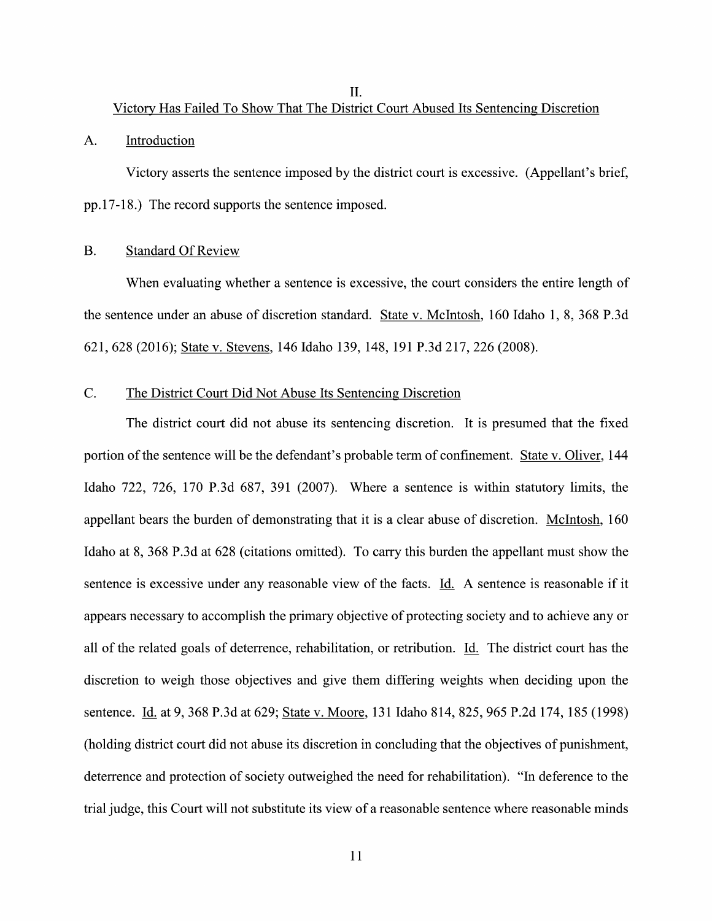## II.
## Victory Has Failed To Show That The District Court Abused Its Sentencing Discretion

### A. Introduction

Victory asserts the sentence imposed by the district court is excessive. (Appellant's brief, pp.17-18.) The record supports the sentence imposed.

### B. Standard Of Review

When evaluating whether a sentence is excessive, the court considers the entire length of the sentence under an abuse of discretion standard. State v. McIntosh, 160 Idaho 1, 8, 368 P.3d 621, 628 (2016); State v. Stevens, 146 Idaho 139, 148, 191 P.3d 217, 226 (2008).

### C. The District Court Did Not Abuse Its Sentencing Discretion

The district court did not abuse its sentencing discretion. It is presumed that the fixed portion of the sentence will be the defendant's probable term of confinement. State v. Oliver, 144 Idaho 722, 726, 170 P.3d 687, 391 (2007). Where a sentence is within statutory limits, the appellant bears the burden of demonstrating that it is a clear abuse of discretion. McIntosh, 160 Idaho at 8, 368 P.3d at 628 (citations omitted). To carry this burden the appellant must show the sentence is excessive under any reasonable view of the facts. Id. A sentence is reasonable if it appears necessary to accomplish the primary objective of protecting society and to achieve any or all of the related goals of deterrence, rehabilitation, or retribution. Id. The district court has the discretion to weigh those objectives and give them differing weights when deciding upon the sentence. Id. at 9, 368 P.3d at 629; State v. Moore, 131 Idaho 814, 825, 965 P.2d 174, 185 (1998) (holding district court did not abuse its discretion in concluding that the objectives of punishment, deterrence and protection of society outweighed the need for rehabilitation). "In deference to the trial judge, this Court will not substitute its view of a reasonable sentence where reasonable minds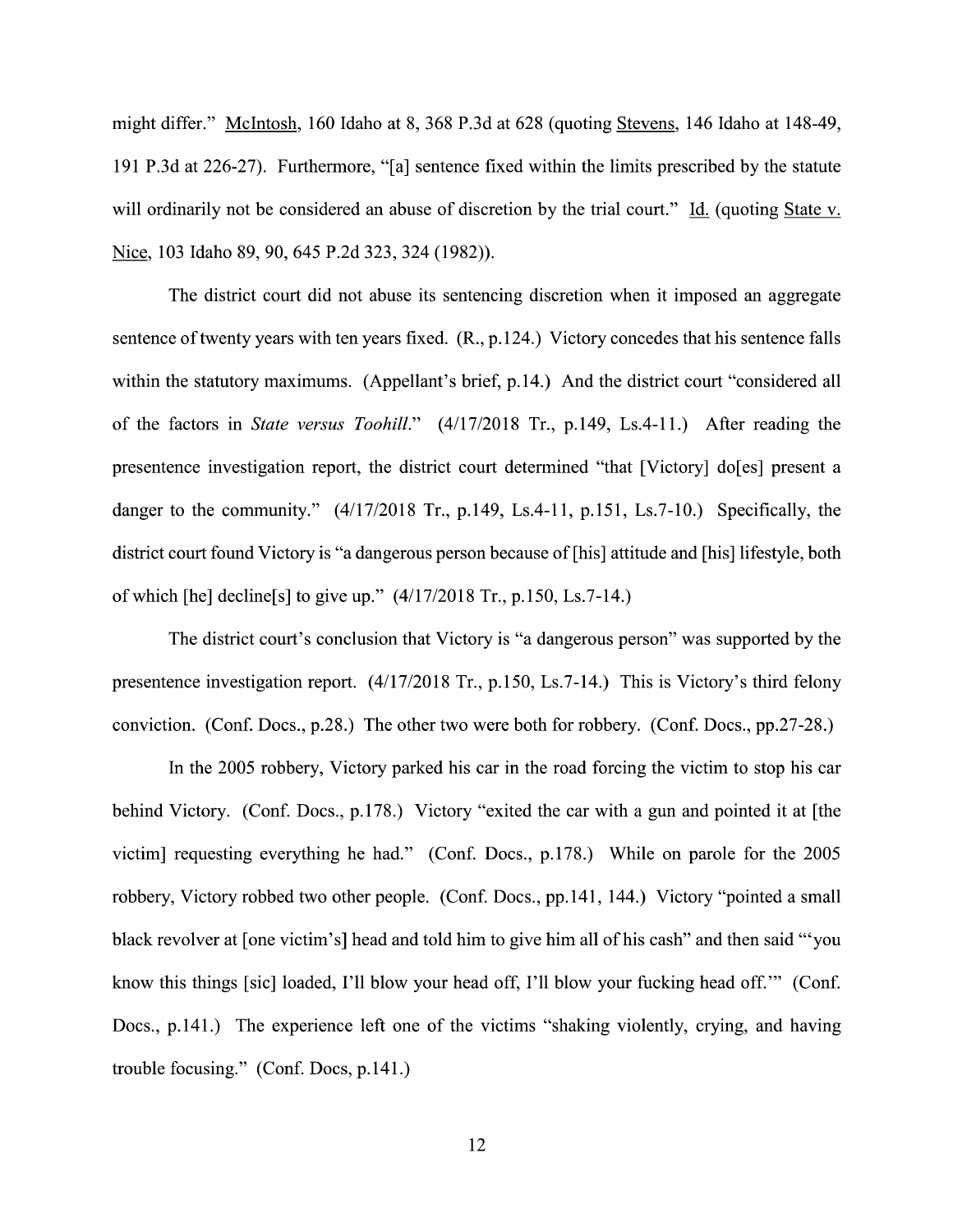might differ." McIntosh, 160 Idaho at 8, 368 P.3d at 628 (quoting Stevens, 146 Idaho at 148-49, 191 P.3d at 226-27). Furthermore, "[a] sentence fixed within the limits prescribed by the statute will ordinarily not be considered an abuse of discretion by the trial court." Id. (quoting State v. Nice, 103 Idaho 89, 90, 645 P.2d 323, 324 (1982)).

The district court did not abuse its sentencing discretion when it imposed an aggregate sentence of twenty years with ten years fixed. (R., p.124.) Victory concedes that his sentence falls within the statutory maximums. (Appellant's brief, p.14.) And the district court "considered all of the factors in *State versus Toohill*." (4/17/2018 Tr., p.149, Ls.4-11.) After reading the presentence investigation report, the district court determined "that [Victory] do[es] present a danger to the community." (4/17/2018 Tr., p.149, Ls.4-11, p.151, Ls.7-10.) Specifically, the district court found Victory is "a dangerous person because of [his] attitude and [his] lifestyle, both of which [he] decline[s] to give up." (4/17/2018 Tr., p.150, Ls.7-14.)

The district court's conclusion that Victory is "a dangerous person" was supported by the presentence investigation report. (4/17/2018 Tr., p.150, Ls.7-14.) This is Victory's third felony conviction. (Conf. Docs., p.28.) The other two were both for robbery. (Conf. Docs., pp.27-28.)

In the 2005 robbery, Victory parked his car in the road forcing the victim to stop his car behind Victory. (Conf. Docs., p.178.) Victory "exited the car with a gun and pointed it at [the victim] requesting everything he had." (Conf. Docs., p.178.) While on parole for the 2005 robbery, Victory robbed two other people. (Conf. Docs., pp.141, 144.) Victory "pointed a small black revolver at [one victim's] head and told him to give him all of his cash" and then said "'you know this things [sic] loaded, I'll blow your head off, I'll blow your fucking head off.'" (Conf. Docs., p.141.) The experience left one of the victims "shaking violently, crying, and having trouble focusing." (Conf. Docs, p.141.)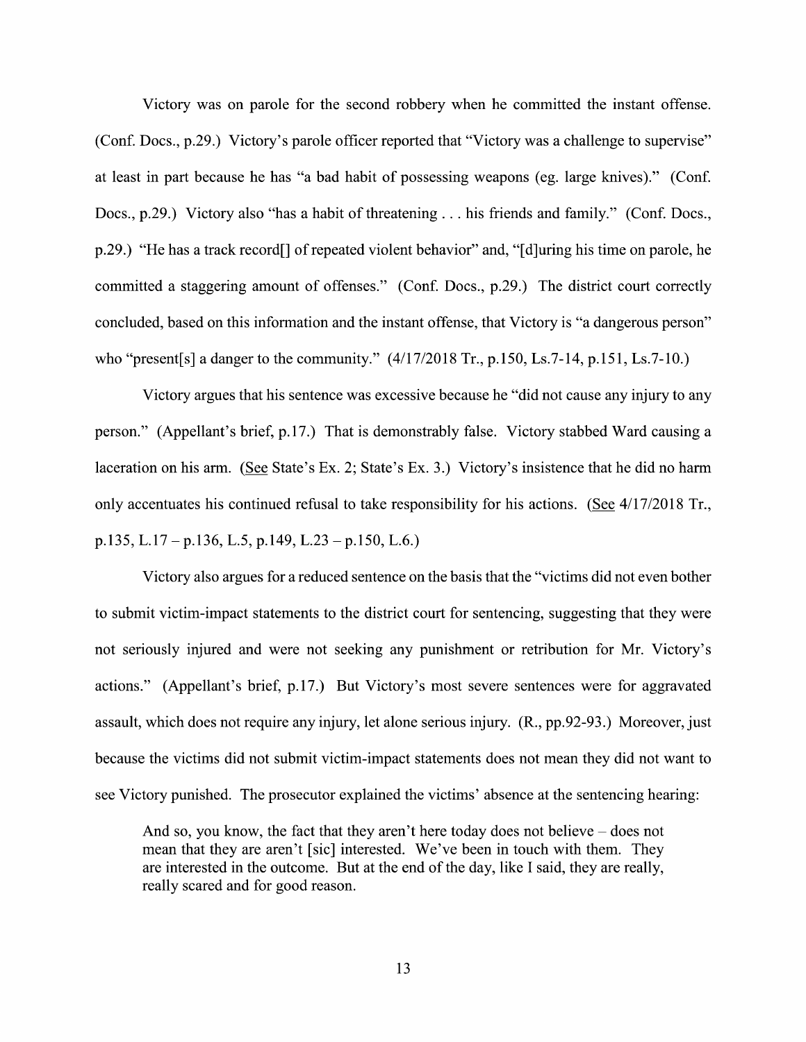Victory was on parole for the second robbery when he committed the instant offense. (Conf. Docs., p.29.) Victory's parole officer reported that "Victory was a challenge to supervise" at least in part because he has "a bad habit of possessing weapons (eg. large knives)." (Conf. Docs., p.29.) Victory also "has a habit of threatening . . . his friends and family." (Conf. Docs., p.29.) "He has a track record[] of repeated violent behavior" and, "[d]uring his time on parole, he committed a staggering amount of offenses." (Conf. Docs., p.29.) The district court correctly concluded, based on this information and the instant offense, that Victory is "a dangerous person" who "present[s] a danger to the community." (4/17/2018 Tr., p.150, Ls.7-14, p.151, Ls.7-10.)

Victory argues that his sentence was excessive because he "did not cause any injury to any person." (Appellant's brief, p.17.) That is demonstrably false. Victory stabbed Ward causing a laceration on his arm. (See State's Ex. 2; State's Ex. 3.) Victory's insistence that he did no harm only accentuates his continued refusal to take responsibility for his actions. (See 4/17/2018 Tr., p.135, L.17 – p.136, L.5, p.149, L.23 – p.150, L.6.)

Victory also argues for a reduced sentence on the basis that the "victims did not even bother to submit victim-impact statements to the district court for sentencing, suggesting that they were not seriously injured and were not seeking any punishment or retribution for Mr. Victory's actions." (Appellant's brief, p.17.) But Victory's most severe sentences were for aggravated assault, which does not require any injury, let alone serious injury. (R., pp.92-93.) Moreover, just because the victims did not submit victim-impact statements does not mean they did not want to see Victory punished. The prosecutor explained the victims' absence at the sentencing hearing:

> And so, you know, the fact that they aren't here today does not believe – does not mean that they are aren't [sic] interested. We've been in touch with them. They are interested in the outcome. But at the end of the day, like I said, they are really, really scared and for good reason.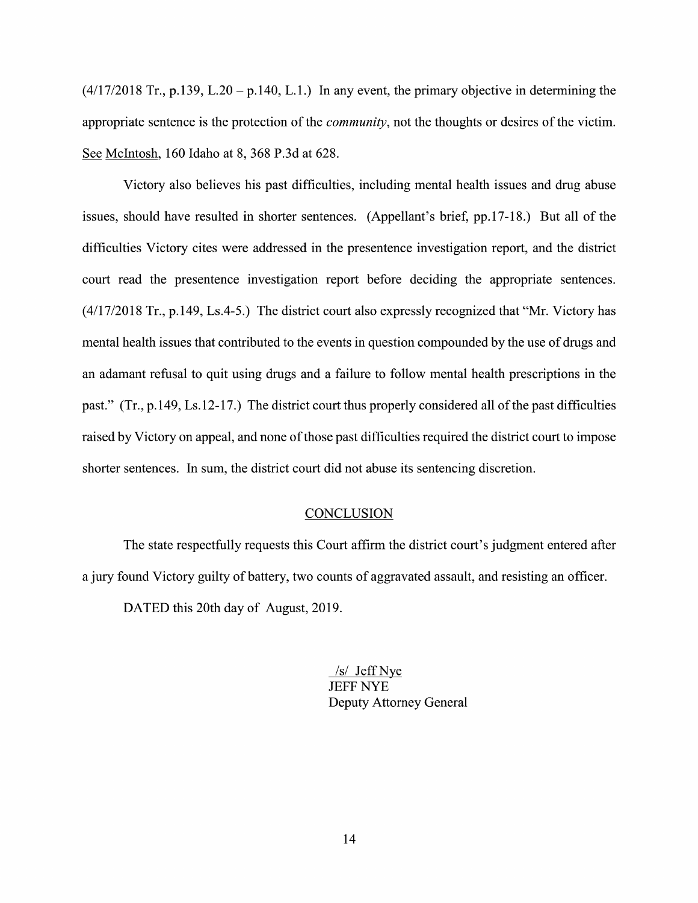(4/17/2018 Tr., p.139, L.20 – p.140, L.1.) In any event, the primary objective in determining the appropriate sentence is the protection of the *community*, not the thoughts or desires of the victim. See McIntosh, 160 Idaho at 8, 368 P.3d at 628.

Victory also believes his past difficulties, including mental health issues and drug abuse issues, should have resulted in shorter sentences. (Appellant's brief, pp.17-18.) But all of the difficulties Victory cites were addressed in the presentence investigation report, and the district court read the presentence investigation report before deciding the appropriate sentences. (4/17/2018 Tr., p.149, Ls.4-5.) The district court also expressly recognized that "Mr. Victory has mental health issues that contributed to the events in question compounded by the use of drugs and an adamant refusal to quit using drugs and a failure to follow mental health prescriptions in the past." (Tr., p.149, Ls.12-17.) The district court thus properly considered all of the past difficulties raised by Victory on appeal, and none of those past difficulties required the district court to impose shorter sentences. In sum, the district court did not abuse its sentencing discretion.

## CONCLUSION

The state respectfully requests this Court affirm the district court's judgment entered after a jury found Victory guilty of battery, two counts of aggravated assault, and resisting an officer.

DATED this 20th day of August, 2019.

/s/ Jeff Nye
JEFF NYE
Deputy Attorney General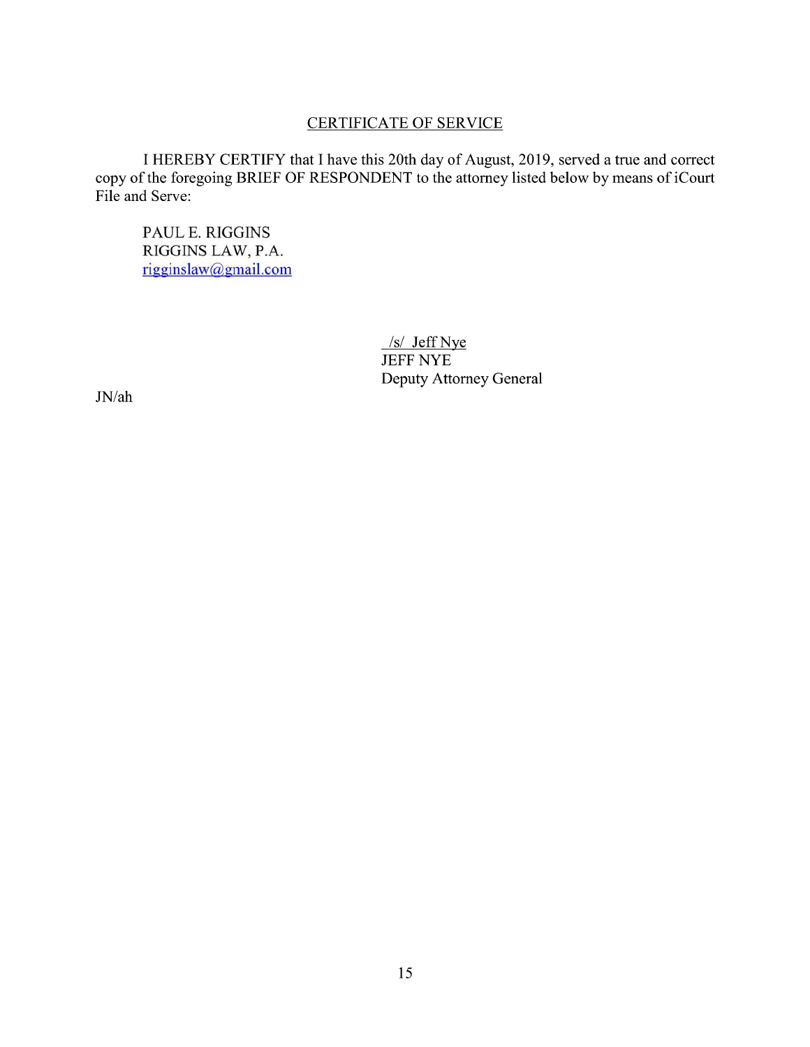## CERTIFICATE OF SERVICE

I HEREBY CERTIFY that I have this 20th day of August, 2019, served a true and correct copy of the foregoing BRIEF OF RESPONDENT to the attorney listed below by means of iCourt File and Serve:

PAUL E. RIGGINS
RIGGINS LAW, P.A.
rigginslaw@gmail.com

/s/ Jeff Nye
JEFF NYE
Deputy Attorney General

JN/ah